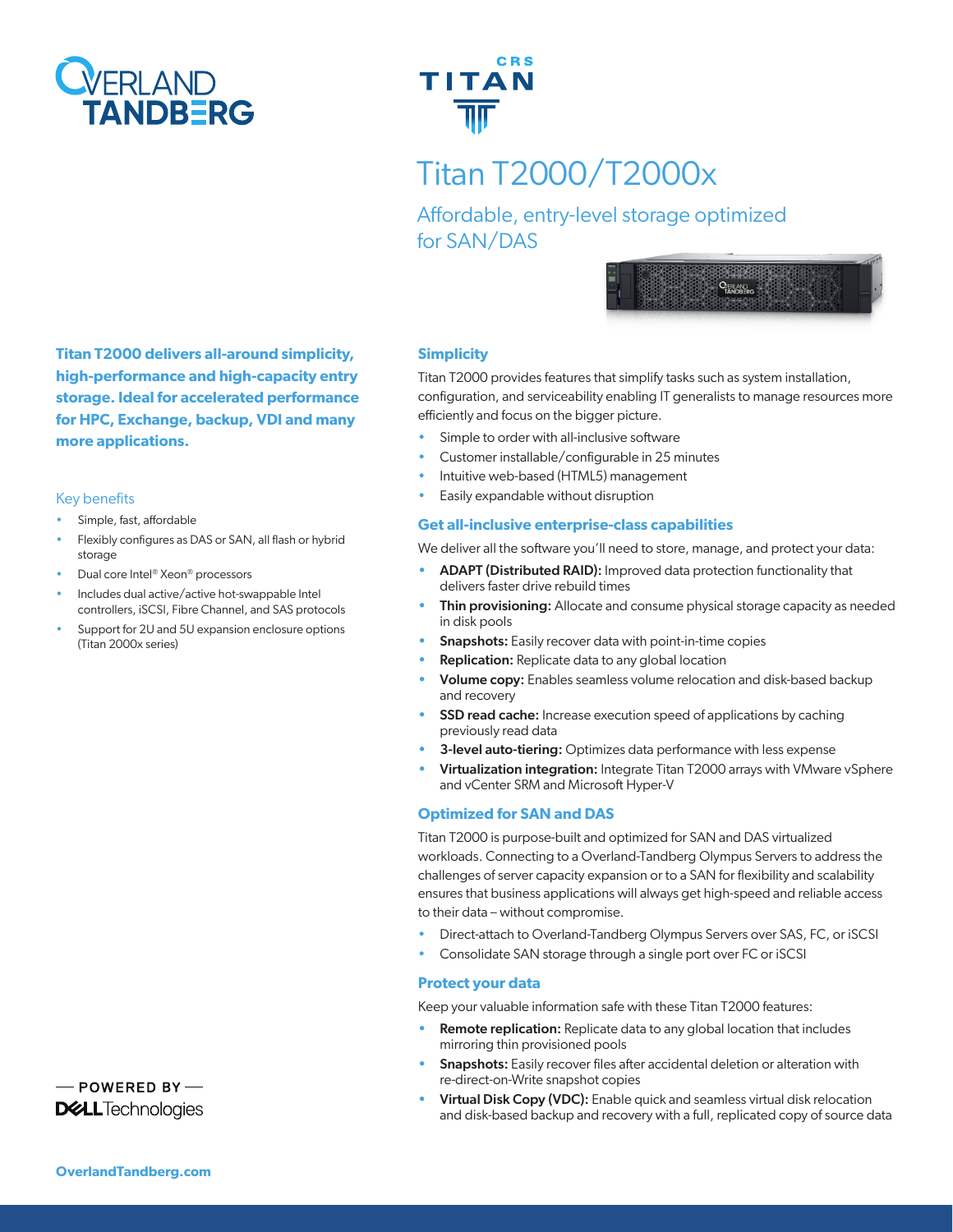# Titan T2000/T2000x

## Affordable, entry-level storage optimized for SAN/DAS

**Titan T2000 delivers all-around simplicity, high-performance and high-capacity entry storage. Ideal for accelerated performance for HPC, Exchange, backup, VDI and many more applications.**

### Key benefits

- Simple, fast, affordable
- Flexibly configures as DAS or SAN, all flash or hybrid storage
- Dual core Intel® Xeon® processors
- Includes dual active/active hot-swappable Intel controllers, iSCSI, Fibre Channel, and SAS protocols
- Support for 2U and 5U expansion enclosure options (Titan 2000x series)

### Simplicity

Titan T2000 provides features that simplify tasks such as system installation, configuration, and serviceability enabling IT generalists to manage resources more efficiently and focus on the bigger picture.

- Simple to order with all-inclusive software
- Customer installable/configurable in 25 minutes
- Intuitive web-based (HTML5) management
- Easily expandable without disruption

### Get all-inclusive enterprise-class capabilities

We deliver all the software you'll need to store, manage, and protect your data:

- **ADAPT (Distributed RAID):** Improved data protection functionality that delivers faster drive rebuild times
- **Thin provisioning:** Allocate and consume physical storage capacity as needed in disk pools
- **Snapshots:** Easily recover data with point-in-time copies
- **Replication:** Replicate data to any global location
- **Volume copy:** Enables seamless volume relocation and disk-based backup and recovery
- **SSD read cache:** Increase execution speed of applications by caching previously read data
- **3-level auto-tiering:** Optimizes data performance with less expense
- **Virtualization integration:** Integrate Titan T2000 arrays with VMware vSphere and vCenter SRM and Microsoft Hyper-V

### Optimized for SAN and DAS

Titan T2000 is purpose-built and optimized for SAN and DAS virtualized workloads. Connecting to a Overland-Tandberg Olympus Servers to address the challenges of server capacity expansion or to a SAN for flexibility and scalability ensures that business applications will always get high-speed and reliable access to their data – without compromise.

- Direct-attach to Overland-Tandberg Olympus Servers over SAS, FC, or iSCSI
- Consolidate SAN storage through a single port over FC or iSCSI

### Protect your data

Keep your valuable information safe with these Titan T2000 features:

- **Remote replication:** Replicate data to any global location that includes mirroring thin provisioned pools
- **Snapshots:** Easily recover files after accidental deletion or alteration with re-direct-on-Write snapshot copies
- **Virtual Disk Copy (VDC):** Enable quick and seamless virtual disk relocation and disk-based backup and recovery with a full, replicated copy of source data

— POWERED BY — DELL Technologies

OverlandTandberg.com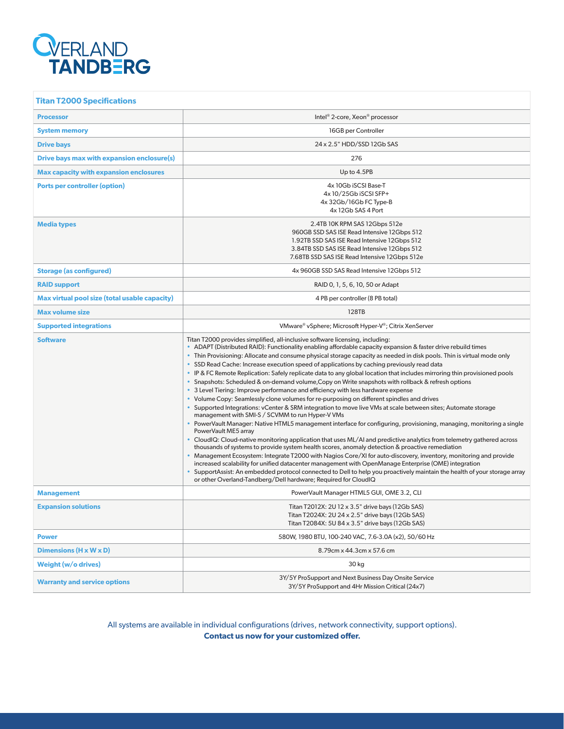OVERLAND TANDBERG

| Titan T2000 Specifications | |
|---|---|
| **Processor** | Intel® 2-core, Xeon® processor |
| **System memory** | 16GB per Controller |
| **Drive bays** | 24 x 2.5" HDD/SSD 12Gb SAS |
| **Drive bays max with expansion enclosure(s)** | 276 |
| **Max capacity with expansion enclosures** | Up to 4.5PB |
| **Ports per controller (option)** | 4x 10Gb iSCSI Base-T<br>4x 10/25Gb iSCSI SFP+<br>4x 32Gb/16Gb FC Type-B<br>4x 12Gb SAS 4 Port |
| **Media types** | 2.4TB 10K RPM SAS 12Gbps 512e<br>960GB SSD SAS ISE Read Intensive 12Gbps 512<br>1.92TB SSD SAS ISE Read Intensive 12Gbps 512<br>3.84TB SSD SAS ISE Read Intensive 12Gbps 512<br>7.68TB SSD SAS ISE Read Intensive 12Gbps 512e |
| **Storage (as configured)** | 4x 960GB SSD SAS Read Intensive 12Gbps 512 |
| **RAID support** | RAID 0, 1, 5, 6, 10, 50 or Adapt |
| **Max virtual pool size (total usable capacity)** | 4 PB per controller (8 PB total) |
| **Max volume size** | 128TB |
| **Supported integrations** | VMware® vSphere; Microsoft Hyper-V®; Citrix XenServer |
| **Software** | Titan T2000 provides simplified, all-inclusive software licensing, including:<br>• ADAPT (Distributed RAID): Functionality enabling affordable capacity expansion & faster drive rebuild times<br>• Thin Provisioning: Allocate and consume physical storage capacity as needed in disk pools. Thin is virtual mode only<br>• SSD Read Cache: Increase execution speed of applications by caching previously read data<br>• IP & FC Remote Replication: Safely replicate data to any global location that includes mirroring thin provisioned pools<br>• Snapshots: Scheduled & on-demand volume,Copy on Write snapshots with rollback & refresh options<br>• 3 Level Tiering: Improve performance and efficiency with less hardware expense<br>• Volume Copy: Seamlessly clone volumes for re-purposing on different spindles and drives<br>• Supported Integrations: vCenter & SRM integration to move live VMs at scale between sites; Automate storage management with SMI-S / SCVMM to run Hyper-V VMs<br>• PowerVault Manager: Native HTML5 management interface for configuring, provisioning, managing, monitoring a single PowerVault ME5 array<br>• CloudIQ: Cloud-native monitoring application that uses ML/AI and predictive analytics from telemetry gathered across thousands of systems to provide system health scores, anomaly detection & proactive remediation<br>• Management Ecosystem: Integrate T2000 with Nagios Core/XI for auto-discovery, inventory, monitoring and provide increased scalability for unified datacenter management with OpenManage Enterprise (OME) integration<br>• SupportAssist: An embedded protocol connected to Dell to help you proactively maintain the health of your storage array or other Overland-Tandberg/Dell hardware; Required for CloudIQ |
| **Management** | PowerVault Manager HTML5 GUI, OME 3.2, CLI |
| **Expansion solutions** | Titan T2012X: 2U 12 x 3.5" drive bays (12Gb SAS)<br>Titan T2024X: 2U 24 x 2.5" drive bays (12Gb SAS)<br>Titan T2084X: 5U 84 x 3.5" drive bays (12Gb SAS) |
| **Power** | 580W, 1980 BTU, 100-240 VAC, 7.6-3.0A (x2), 50/60 Hz |
| **Dimensions (H x W x D)** | 8.79cm x 44.3cm x 57.6 cm |
| **Weight (w/o drives)** | 30 kg |
| **Warranty and service options** | 3Y/5Y ProSupport and Next Business Day Onsite Service<br>3Y/5Y ProSupport and 4Hr Mission Critical (24x7) |

All systems are available in individual configurations (drives, network connectivity, support options).
**Contact us now for your customized offer.**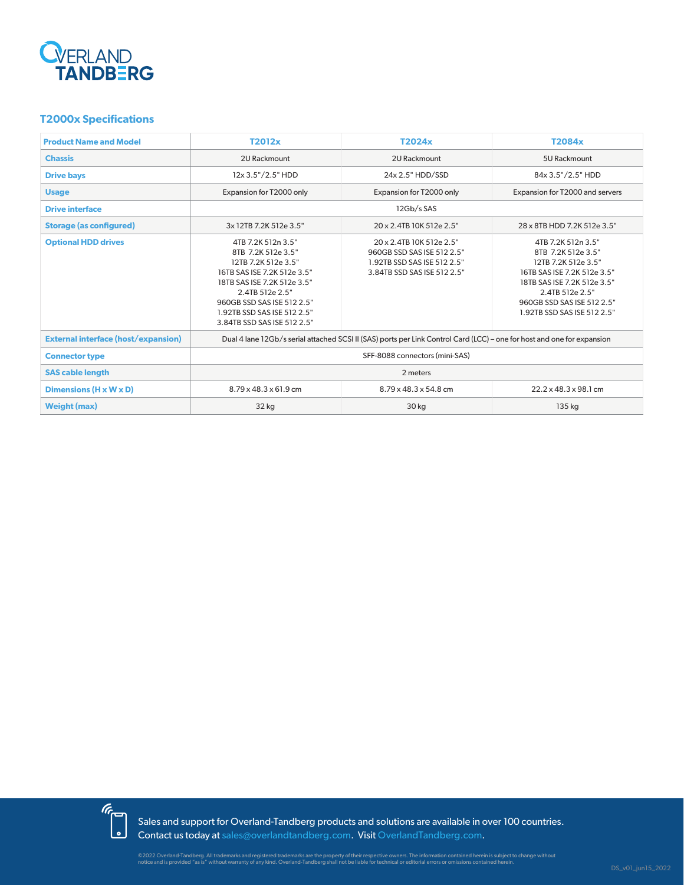## T2000x Specifications

| Product Name and Model | T2012x | T2024x | T2084x |
|---|---|---|---|
| Chassis | 2U Rackmount | 2U Rackmount | 5U Rackmount |
| Drive bays | 12x 3.5"/2.5" HDD | 24x 2.5" HDD/SSD | 84x 3.5"/2.5" HDD |
| Usage | Expansion for T2000 only | Expansion for T2000 only | Expansion for T2000 and servers |
| Drive interface | 12Gb/s SAS | | |
| Storage (as configured) | 3x 12TB 7.2K 512e 3.5" | 20 x 2.4TB 10K 512e 2.5" | 28 x 8TB HDD 7.2K 512e 3.5" |
| Optional HDD drives | 4TB 7.2K 512n 3.5"<br>8TB 7.2K 512e 3.5"<br>12TB 7.2K 512e 3.5"<br>16TB SAS ISE 7.2K 512e 3.5"<br>18TB SAS ISE 7.2K 512e 3.5"<br>2.4TB 512e 2.5"<br>960GB SSD SAS ISE 512 2.5"<br>1.92TB SSD SAS ISE 512 2.5"<br>3.84TB SSD SAS ISE 512 2.5" | 20 x 2.4TB 10K 512e 2.5"<br>960GB SSD SAS ISE 512 2.5"<br>1.92TB SSD SAS ISE 512 2.5"<br>3.84TB SSD SAS ISE 512 2.5" | 4TB 7.2K 512n 3.5"<br>8TB 7.2K 512e 3.5"<br>12TB 7.2K 512e 3.5"<br>16TB SAS ISE 7.2K 512e 3.5"<br>18TB SAS ISE 7.2K 512e 3.5"<br>2.4TB 512e 2.5"<br>960GB SSD SAS ISE 512 2.5"<br>1.92TB SSD SAS ISE 512 2.5" |
| External interface (host/expansion) | Dual 4 lane 12Gb/s serial attached SCSI II (SAS) ports per Link Control Card (LCC) – one for host and one for expansion | | |
| Connector type | SFF-8088 connectors (mini-SAS) | | |
| SAS cable length | 2 meters | | |
| Dimensions (H x W x D) | 8.79 x 48.3 x 61.9 cm | 8.79 x 48.3 x 54.8 cm | 22.2 x 48.3 x 98.1 cm |
| Weight (max) | 32 kg | 30 kg | 135 kg |

Sales and support for Overland-Tandberg products and solutions are available in over 100 countries.
Contact us today at sales@overlandtandberg.com. Visit OverlandTandberg.com.

©2022 Overland-Tandberg. All trademarks and registered trademarks are the property of their respective owners. The information contained herein is subject to change without notice and is provided "as is" without warranty of any kind. Overland-Tandberg shall not be liable for technical or editorial errors or omissions contained herein.

DS_v01_jun15_2022